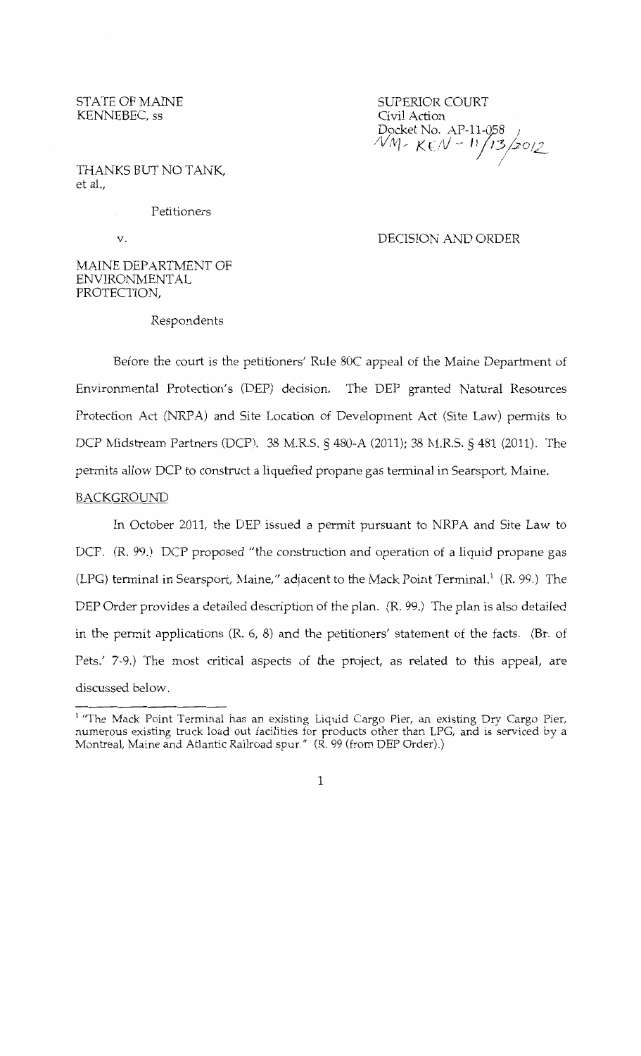STATE OF MAINE
KENNEBEC, ss

SUPERIOR COURT
Civil Action
Docket No. AP-11-058
NM- KEN - 11/13/2012

THANKS BUT NO TANK,
et al.,

Petitioners

v.

DECISION AND ORDER

MAINE DEPARTMENT OF
ENVIRONMENTAL
PROTECTION,

Respondents

Before the court is the petitioners' Rule 80C appeal of the Maine Department of Environmental Protection's (DEP) decision. The DEP granted Natural Resources Protection Act (NRPA) and Site Location of Development Act (Site Law) permits to DCP Midstream Partners (DCP). 38 M.R.S. § 480-A (2011); 38 M.R.S. § 481 (2011). The permits allow DCP to construct a liquefied propane gas terminal in Searsport, Maine.

## BACKGROUND

In October 2011, the DEP issued a permit pursuant to NRPA and Site Law to DCP. (R. 99.) DCP proposed "the construction and operation of a liquid propane gas (LPG) terminal in Searsport, Maine," adjacent to the Mack Point Terminal.[1] (R. 99.) The DEP Order provides a detailed description of the plan. (R. 99.) The plan is also detailed in the permit applications (R. 6, 8) and the petitioners' statement of the facts. (Br. of Pets.' 7-9.) The most critical aspects of the project, as related to this appeal, are discussed below.

[1] "The Mack Point Terminal has an existing Liquid Cargo Pier, an existing Dry Cargo Pier, numerous existing truck load out facilities for products other than LPG, and is serviced by a Montreal, Maine and Atlantic Railroad spur." (R. 99 (from DEP Order).)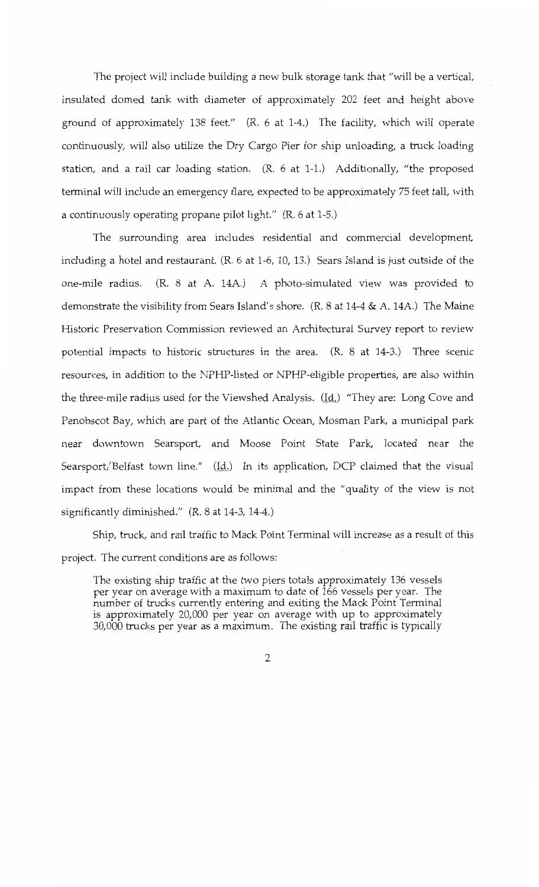The project will include building a new bulk storage tank that "will be a vertical, insulated domed tank with diameter of approximately 202 feet and height above ground of approximately 138 feet." (R. 6 at 1-4.) The facility, which will operate continuously, will also utilize the Dry Cargo Pier for ship unloading, a truck loading station, and a rail car loading station. (R. 6 at 1-1.) Additionally, "the proposed terminal will include an emergency flare, expected to be approximately 75 feet tall, with a continuously operating propane pilot light." (R. 6 at 1-5.)

The surrounding area includes residential and commercial development, including a hotel and restaurant. (R. 6 at 1-6, 10, 13.) Sears Island is just outside of the one-mile radius. (R. 8 at A. 14A.) A photo-simulated view was provided to demonstrate the visibility from Sears Island's shore. (R. 8 at 14-4 & A. 14A.) The Maine Historic Preservation Commission reviewed an Architectural Survey report to review potential impacts to historic structures in the area. (R. 8 at 14-3.) Three scenic resources, in addition to the NPHP-listed or NPHP-eligible properties, are also within the three-mile radius used for the Viewshed Analysis. (Id.) "They are: Long Cove and Penobscot Bay, which are part of the Atlantic Ocean, Mosman Park, a municipal park near downtown Searsport, and Moose Point State Park, located near the Searsport/Belfast town line." (Id.) In its application, DCP claimed that the visual impact from these locations would be minimal and the "quality of the view is not significantly diminished." (R. 8 at 14-3, 14-4.)

Ship, truck, and rail traffic to Mack Point Terminal will increase as a result of this project. The current conditions are as follows:

> The existing ship traffic at the two piers totals approximately 136 vessels per year on average with a maximum to date of 166 vessels per year. The number of trucks currently entering and exiting the Mack Point Terminal is approximately 20,000 per year on average with up to approximately 30,000 trucks per year as a maximum. The existing rail traffic is typically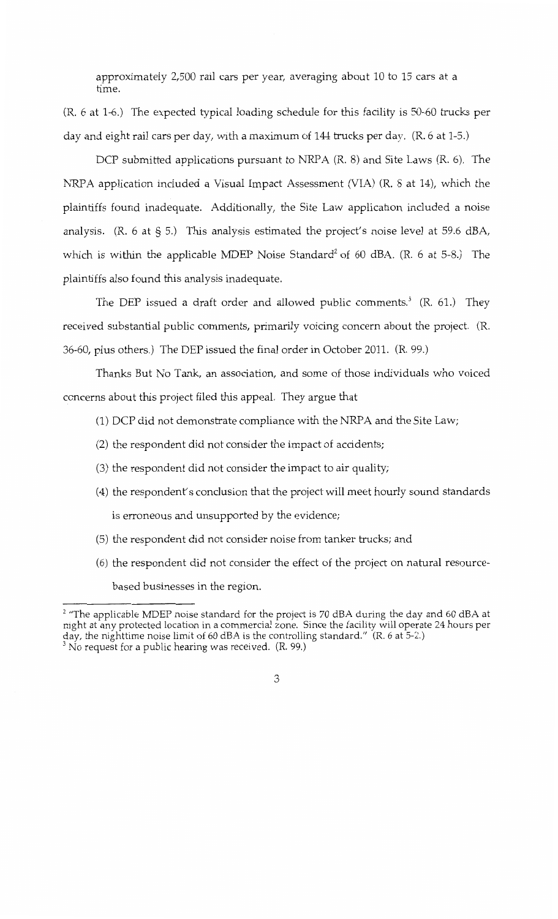approximately 2,500 rail cars per year, averaging about 10 to 15 cars at a time.

(R. 6 at 1-6.) The expected typical loading schedule for this facility is 50-60 trucks per day and eight rail cars per day, with a maximum of 144 trucks per day. (R. 6 at 1-5.)

DCP submitted applications pursuant to NRPA (R. 8) and Site Laws (R. 6). The NRPA application included a Visual Impact Assessment (VIA) (R. 8 at 14), which the plaintiffs found inadequate. Additionally, the Site Law application included a noise analysis. (R. 6 at § 5.) This analysis estimated the project's noise level at 59.6 dBA, which is within the applicable MDEP Noise Standard[2] of 60 dBA. (R. 6 at 5-8.) The plaintiffs also found this analysis inadequate.

The DEP issued a draft order and allowed public comments.[3] (R. 61.) They received substantial public comments, primarily voicing concern about the project. (R. 36-60, plus others.) The DEP issued the final order in October 2011. (R. 99.)

Thanks But No Tank, an association, and some of those individuals who voiced concerns about this project filed this appeal. They argue that

(1) DCP did not demonstrate compliance with the NRPA and the Site Law;

(2) the respondent did not consider the impact of accidents;

(3) the respondent did not consider the impact to air quality;

(4) the respondent's conclusion that the project will meet hourly sound standards is erroneous and unsupported by the evidence;

(5) the respondent did not consider noise from tanker trucks; and

(6) the respondent did not consider the effect of the project on natural resource-based businesses in the region.

---

[2] "The applicable MDEP noise standard for the project is 70 dBA during the day and 60 dBA at night at any protected location in a commercial zone. Since the facility will operate 24 hours per day, the nighttime noise limit of 60 dBA is the controlling standard." (R. 6 at 5-2.)

[3] No request for a public hearing was received. (R. 99.)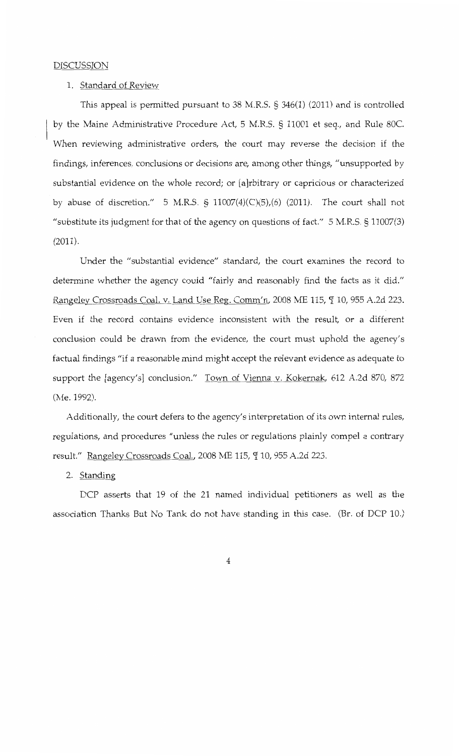## DISCUSSION

### 1. Standard of Review

This appeal is permitted pursuant to 38 M.R.S. § 346(1) (2011) and is controlled by the Maine Administrative Procedure Act, 5 M.R.S. § 11001 et seq., and Rule 80C. When reviewing administrative orders, the court may reverse the decision if the findings, inferences, conclusions or decisions are, among other things, "unsupported by substantial evidence on the whole record; or [a]rbitrary or capricious or characterized by abuse of discretion." 5 M.R.S. § 11007(4)(C)(5),(6) (2011). The court shall not "substitute its judgment for that of the agency on questions of fact." 5 M.R.S. § 11007(3) (2011).

Under the "substantial evidence" standard, the court examines the record to determine whether the agency could "fairly and reasonably find the facts as it did." Rangeley Crossroads Coal. v. Land Use Reg. Comm'n, 2008 ME 115, ¶ 10, 955 A.2d 223. Even if the record contains evidence inconsistent with the result, or a different conclusion could be drawn from the evidence, the court must uphold the agency's factual findings "if a reasonable mind might accept the relevant evidence as adequate to support the [agency's] conclusion." Town of Vienna v. Kokernak, 612 A.2d 870, 872 (Me. 1992).

Additionally, the court defers to the agency's interpretation of its own internal rules, regulations, and procedures "unless the rules or regulations plainly compel a contrary result." Rangeley Crossroads Coal., 2008 ME 115, ¶ 10, 955 A.2d 223.

### 2. Standing

DCP asserts that 19 of the 21 named individual petitioners as well as the association Thanks But No Tank do not have standing in this case. (Br. of DCP 10.)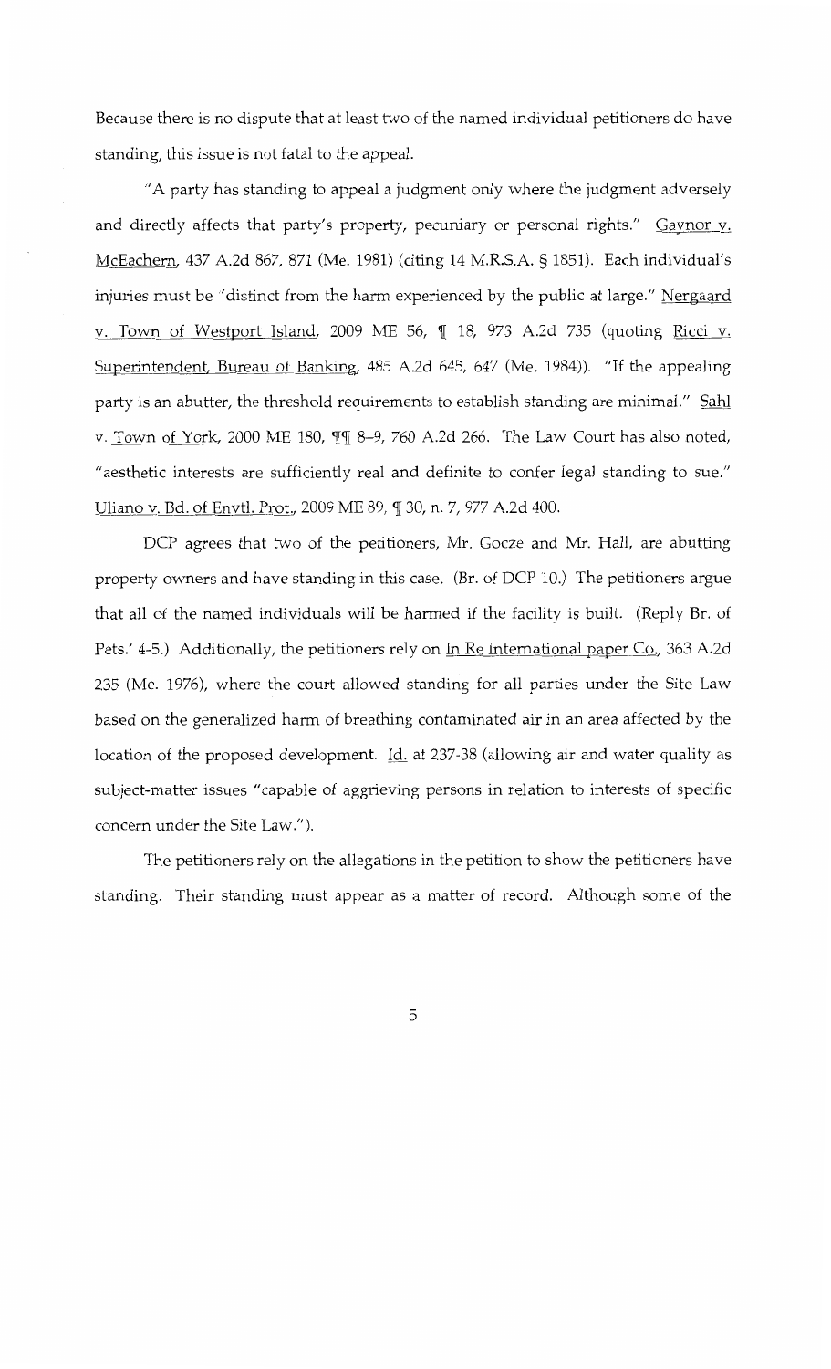Because there is no dispute that at least two of the named individual petitioners do have standing, this issue is not fatal to the appeal.

"A party has standing to appeal a judgment only where the judgment adversely and directly affects that party's property, pecuniary or personal rights." Gaynor v. McEachern, 437 A.2d 867, 871 (Me. 1981) (citing 14 M.R.S.A. § 1851). Each individual's injuries must be "distinct from the harm experienced by the public at large." Nergaard v. Town of Westport Island, 2009 ME 56, ¶ 18, 973 A.2d 735 (quoting Ricci v. Superintendent, Bureau of Banking, 485 A.2d 645, 647 (Me. 1984)). "If the appealing party is an abutter, the threshold requirements to establish standing are minimal." Sahl v. Town of York, 2000 ME 180, ¶¶ 8–9, 760 A.2d 266. The Law Court has also noted, "aesthetic interests are sufficiently real and definite to confer legal standing to sue." Uliano v. Bd. of Envtl. Prot., 2009 ME 89, ¶ 30, n. 7, 977 A.2d 400.

DCP agrees that two of the petitioners, Mr. Gocze and Mr. Hall, are abutting property owners and have standing in this case. (Br. of DCP 10.) The petitioners argue that all of the named individuals will be harmed if the facility is built. (Reply Br. of Pets.' 4-5.) Additionally, the petitioners rely on In Re International paper Co., 363 A.2d 235 (Me. 1976), where the court allowed standing for all parties under the Site Law based on the generalized harm of breathing contaminated air in an area affected by the location of the proposed development. Id. at 237-38 (allowing air and water quality as subject-matter issues "capable of aggrieving persons in relation to interests of specific concern under the Site Law.").

The petitioners rely on the allegations in the petition to show the petitioners have standing. Their standing must appear as a matter of record. Although some of the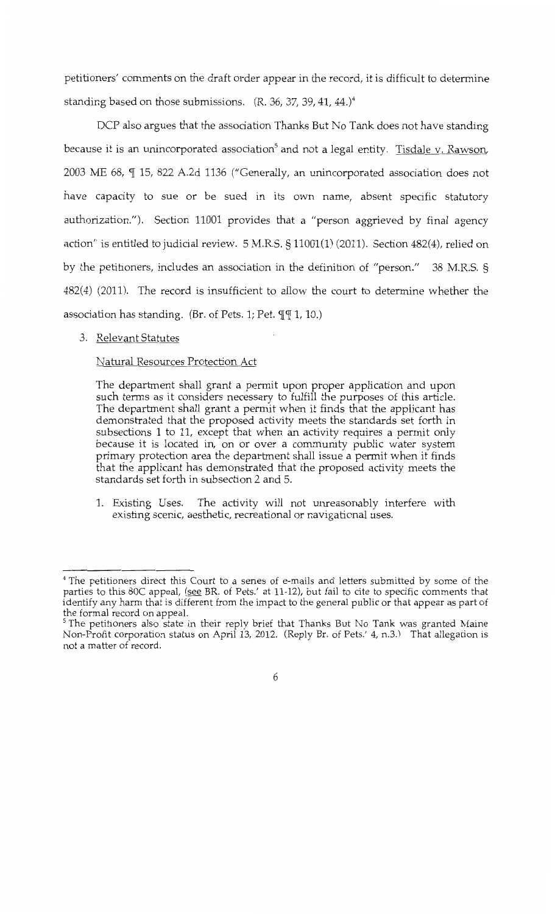petitioners' comments on the draft order appear in the record, it is difficult to determine standing based on those submissions. (R. 36, 37, 39, 41, 44.)[4]

DCP also argues that the association Thanks But No Tank does not have standing because it is an unincorporated association[5] and not a legal entity. Tisdale v. Rawson, 2003 ME 68, ¶ 15, 822 A.2d 1136 ("Generally, an unincorporated association does not have capacity to sue or be sued in its own name, absent specific statutory authorization."). Section 11001 provides that a "person aggrieved by final agency action" is entitled to judicial review. 5 M.R.S. § 11001(1) (2011). Section 482(4), relied on by the petitioners, includes an association in the definition of "person." 38 M.R.S. § 482(4) (2011). The record is insufficient to allow the court to determine whether the association has standing. (Br. of Pets. 1; Pet. ¶¶ 1, 10.)

3. Relevant Statutes

Natural Resources Protection Act

> The department shall grant a permit upon proper application and upon such terms as it considers necessary to fulfill the purposes of this article. The department shall grant a permit when it finds that the applicant has demonstrated that the proposed activity meets the standards set forth in subsections 1 to 11, except that when an activity requires a permit only because it is located in, on or over a community public water system primary protection area the department shall issue a permit when it finds that the applicant has demonstrated that the proposed activity meets the standards set forth in subsection 2 and 5.
>
> 1. Existing Uses. The activity will not unreasonably interfere with existing scenic, aesthetic, recreational or navigational uses.

---

[4] The petitioners direct this Court to a series of e-mails and letters submitted by some of the parties to this 80C appeal, (see BR. of Pets.' at 11-12), but fail to cite to specific comments that identify any harm that is different from the impact to the general public or that appear as part of the formal record on appeal.

[5] The petitioners also state in their reply brief that Thanks But No Tank was granted Maine Non-Profit corporation status on April 13, 2012. (Reply Br. of Pets.' 4, n.3.) That allegation is not a matter of record.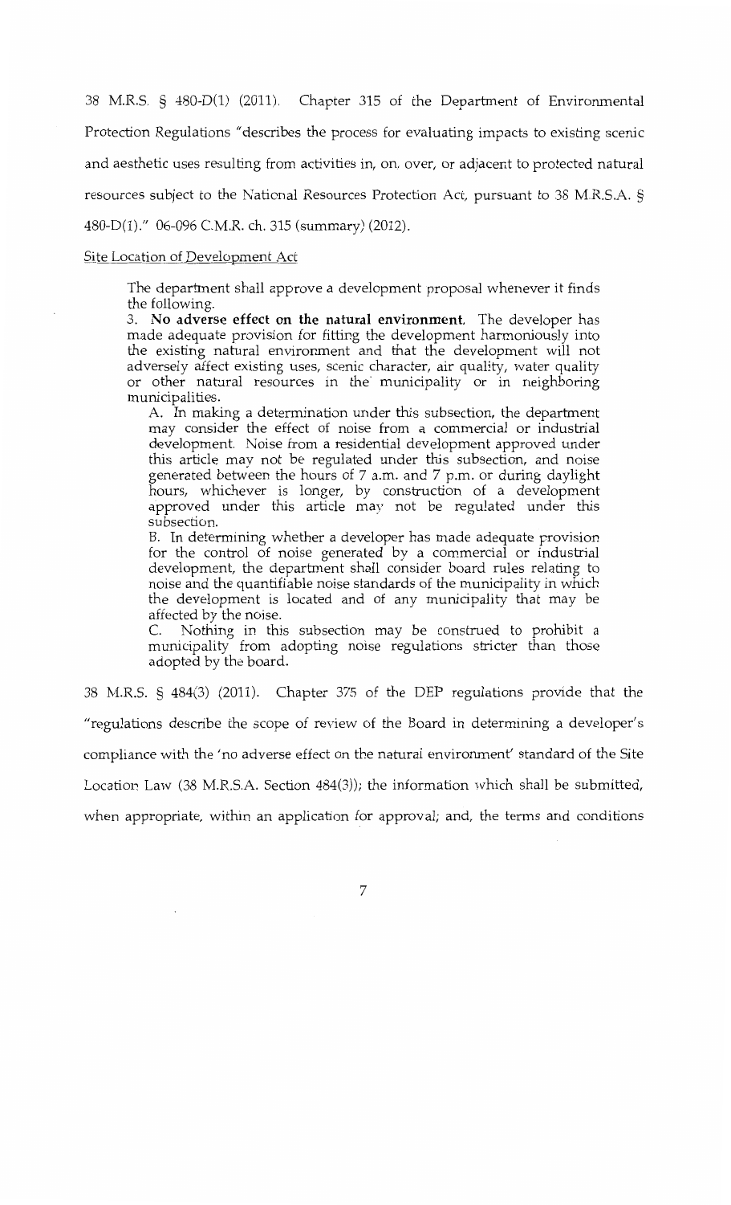38 M.R.S. § 480-D(1) (2011). Chapter 315 of the Department of Environmental Protection Regulations "describes the process for evaluating impacts to existing scenic and aesthetic uses resulting from activities in, on, over, or adjacent to protected natural resources subject to the National Resources Protection Act, pursuant to 38 M.R.S.A. § 480-D(1)." 06-096 C.M.R. ch. 315 (summary) (2012).

Site Location of Development Act

> The department shall approve a development proposal whenever it finds the following.
>
> 3. **No adverse effect on the natural environment.** The developer has made adequate provision for fitting the development harmoniously into the existing natural environment and that the development will not adversely affect existing uses, scenic character, air quality, water quality or other natural resources in the municipality or in neighboring municipalities.
>
> A. In making a determination under this subsection, the department may consider the effect of noise from a commercial or industrial development. Noise from a residential development approved under this article may not be regulated under this subsection, and noise generated between the hours of 7 a.m. and 7 p.m. or during daylight hours, whichever is longer, by construction of a development approved under this article may not be regulated under this subsection.
>
> B. In determining whether a developer has made adequate provision for the control of noise generated by a commercial or industrial development, the department shall consider board rules relating to noise and the quantifiable noise standards of the municipality in which the development is located and of any municipality that may be affected by the noise.
>
> C. Nothing in this subsection may be construed to prohibit a municipality from adopting noise regulations stricter than those adopted by the board.

38 M.R.S. § 484(3) (2011). Chapter 375 of the DEP regulations provide that the "regulations describe the scope of review of the Board in determining a developer's compliance with the 'no adverse effect on the natural environment' standard of the Site Location Law (38 M.R.S.A. Section 484(3)); the information which shall be submitted, when appropriate, within an application for approval; and, the terms and conditions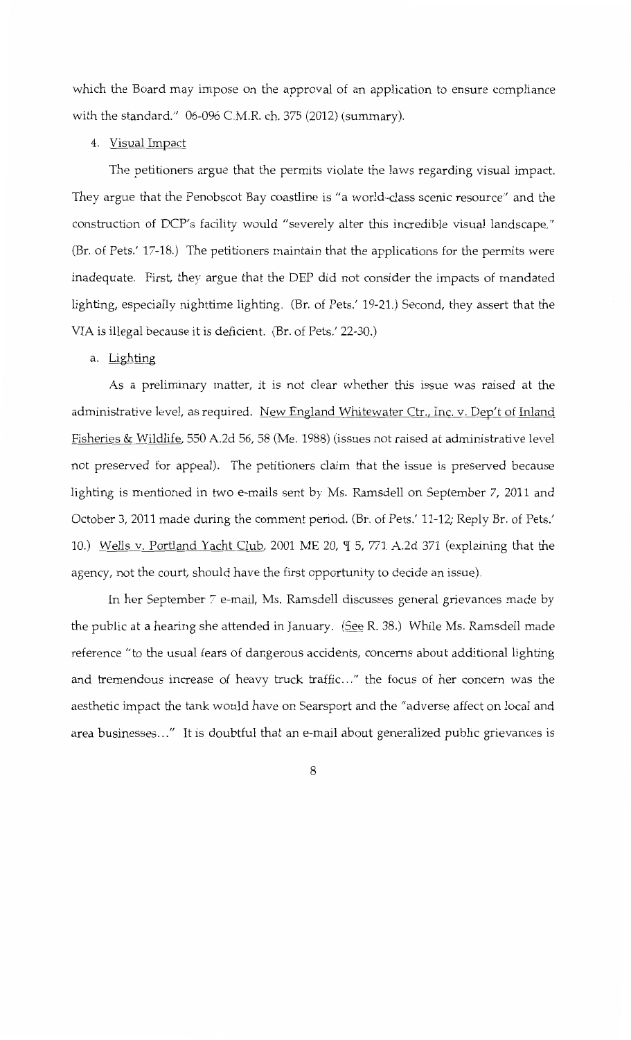which the Board may impose on the approval of an application to ensure compliance with the standard." 06-096 C.M.R. ch. 375 (2012) (summary).

4. Visual Impact

The petitioners argue that the permits violate the laws regarding visual impact. They argue that the Penobscot Bay coastline is "a world-class scenic resource" and the construction of DCP's facility would "severely alter this incredible visual landscape." (Br. of Pets.' 17-18.) The petitioners maintain that the applications for the permits were inadequate. First, they argue that the DEP did not consider the impacts of mandated lighting, especially nighttime lighting. (Br. of Pets.' 19-21.) Second, they assert that the VIA is illegal because it is deficient. (Br. of Pets.' 22-30.)

a. Lighting

As a preliminary matter, it is not clear whether this issue was raised at the administrative level, as required. New England Whitewater Ctr., Inc. v. Dep't of Inland Fisheries & Wildlife, 550 A.2d 56, 58 (Me. 1988) (issues not raised at administrative level not preserved for appeal). The petitioners claim that the issue is preserved because lighting is mentioned in two e-mails sent by Ms. Ramsdell on September 7, 2011 and October 3, 2011 made during the comment period. (Br. of Pets.' 11-12; Reply Br. of Pets.' 10.) Wells v. Portland Yacht Club, 2001 ME 20, ¶ 5, 771 A.2d 371 (explaining that the agency, not the court, should have the first opportunity to decide an issue).

In her September 7 e-mail, Ms. Ramsdell discusses general grievances made by the public at a hearing she attended in January. (See R. 38.) While Ms. Ramsdell made reference "to the usual fears of dangerous accidents, concerns about additional lighting and tremendous increase of heavy truck traffic..." the focus of her concern was the aesthetic impact the tank would have on Searsport and the "adverse affect on local and area businesses..." It is doubtful that an e-mail about generalized public grievances is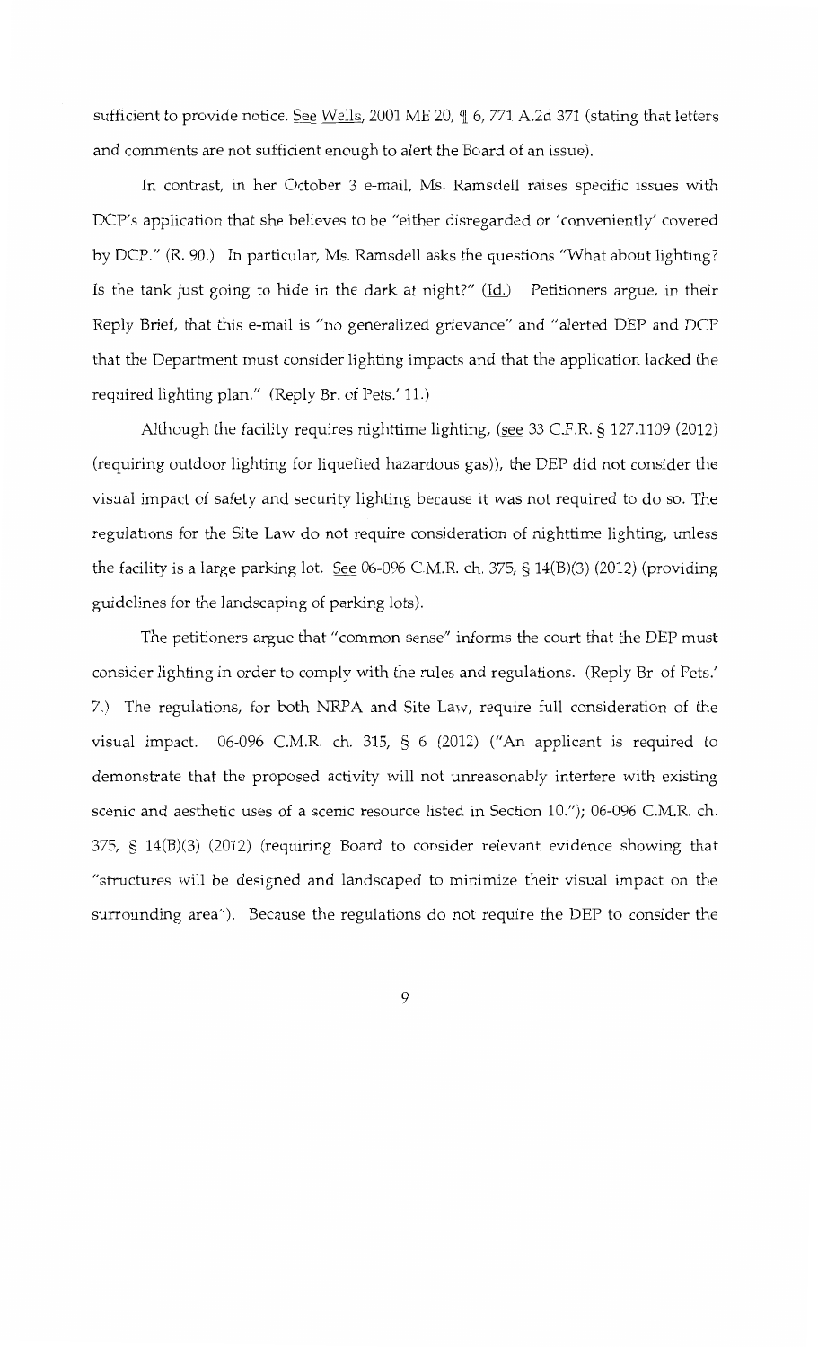sufficient to provide notice. See Wells, 2001 ME 20, ¶ 6, 771 A.2d 371 (stating that letters and comments are not sufficient enough to alert the Board of an issue).

In contrast, in her October 3 e-mail, Ms. Ramsdell raises specific issues with DCP's application that she believes to be "either disregarded or 'conveniently' covered by DCP." (R. 90.) In particular, Ms. Ramsdell asks the questions "What about lighting? Is the tank just going to hide in the dark at night?" (Id.) Petitioners argue, in their Reply Brief, that this e-mail is "no generalized grievance" and "alerted DEP and DCP that the Department must consider lighting impacts and that the application lacked the required lighting plan." (Reply Br. of Pets.' 11.)

Although the facility requires nighttime lighting, (see 33 C.F.R. § 127.1109 (2012) (requiring outdoor lighting for liquefied hazardous gas)), the DEP did not consider the visual impact of safety and security lighting because it was not required to do so. The regulations for the Site Law do not require consideration of nighttime lighting, unless the facility is a large parking lot. See 06-096 C.M.R. ch. 375, § 14(B)(3) (2012) (providing guidelines for the landscaping of parking lots).

The petitioners argue that "common sense" informs the court that the DEP must consider lighting in order to comply with the rules and regulations. (Reply Br. of Pets.' 7.) The regulations, for both NRPA and Site Law, require full consideration of the visual impact. 06-096 C.M.R. ch. 315, § 6 (2012) ("An applicant is required to demonstrate that the proposed activity will not unreasonably interfere with existing scenic and aesthetic uses of a scenic resource listed in Section 10."); 06-096 C.M.R. ch. 375, § 14(B)(3) (2012) (requiring Board to consider relevant evidence showing that "structures will be designed and landscaped to minimize their visual impact on the surrounding area"). Because the regulations do not require the DEP to consider the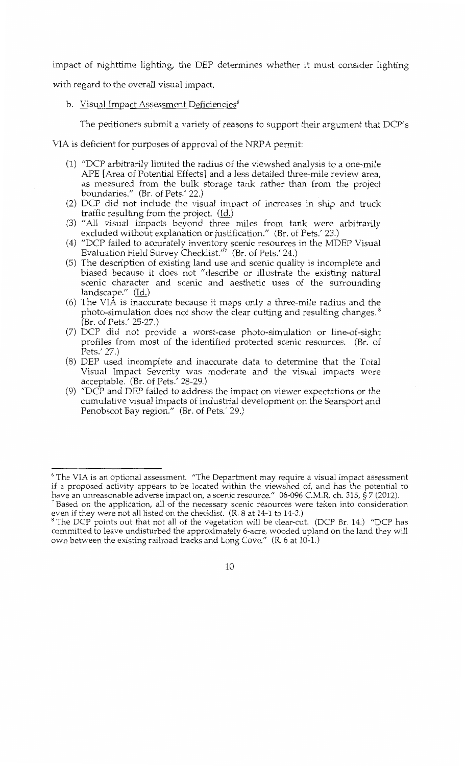impact of nighttime lighting, the DEP determines whether it must consider lighting with regard to the overall visual impact.

b. Visual Impact Assessment Deficiencies[6]

The petitioners submit a variety of reasons to support their argument that DCP's VIA is deficient for purposes of approval of the NRPA permit:

(1) "DCP arbitrarily limited the radius of the viewshed analysis to a one-mile APE [Area of Potential Effects] and a less detailed three-mile review area, as measured from the bulk storage tank rather than from the project boundaries." (Br. of Pets.' 22.)
(2) DCP did not include the visual impact of increases in ship and truck traffic resulting from the project. (Id.)
(3) "All visual impacts beyond three miles from tank were arbitrarily excluded without explanation or justification." (Br. of Pets.' 23.)
(4) "DCP failed to accurately inventory scenic resources in the MDEP Visual Evaluation Field Survey Checklist."[7] (Br. of Pets.' 24.)
(5) The description of existing land use and scenic quality is incomplete and biased because it does not "describe or illustrate the existing natural scenic character and scenic and aesthetic uses of the surrounding landscape." (Id.)
(6) The VIA is inaccurate because it maps only a three-mile radius and the photo-simulation does not show the clear cutting and resulting changes.[8] (Br. of Pets.' 25-27.)
(7) DCP did not provide a worst-case photo-simulation or line-of-sight profiles from most of the identified protected scenic resources. (Br. of Pets.' 27.)
(8) DEP used incomplete and inaccurate data to determine that the Total Visual Impact Severity was moderate and the visual impacts were acceptable. (Br. of Pets.' 28-29.)
(9) "DCP and DEP failed to address the impact on viewer expectations or the cumulative visual impacts of industrial development on the Searsport and Penobscot Bay region." (Br. of Pets.' 29.)

---

[6] The VIA is an optional assessment. "The Department may require a visual impact assessment if a proposed activity appears to be located within the viewshed of, and has the potential to have an unreasonable adverse impact on, a scenic resource." 06-096 C.M.R. ch. 315, § 7 (2012).

[7] Based on the application, all of the necessary scenic resources were taken into consideration even if they were not all listed on the checklist. (R. 8 at 14-1 to 14-3.)

[8] The DCP points out that not all of the vegetation will be clear-cut. (DCP Br. 14.) "DCP has committed to leave undisturbed the approximately 6-acre, wooded upland on the land they will own between the existing railroad tracks and Long Cove." (R. 6 at 10-1.)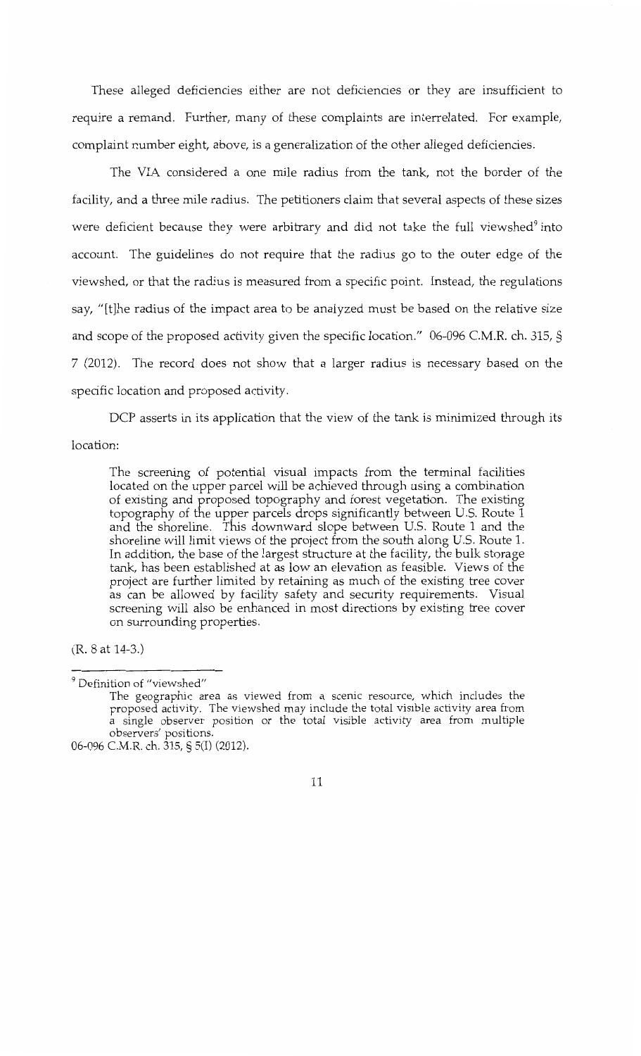These alleged deficiencies either are not deficiencies or they are insufficient to require a remand. Further, many of these complaints are interrelated. For example, complaint number eight, above, is a generalization of the other alleged deficiencies.

The VIA considered a one mile radius from the tank, not the border of the facility, and a three mile radius. The petitioners claim that several aspects of these sizes were deficient because they were arbitrary and did not take the full viewshed[9] into account. The guidelines do not require that the radius go to the outer edge of the viewshed, or that the radius is measured from a specific point. Instead, the regulations say, "[t]he radius of the impact area to be analyzed must be based on the relative size and scope of the proposed activity given the specific location." 06-096 C.M.R. ch. 315, § 7 (2012). The record does not show that a larger radius is necessary based on the specific location and proposed activity.

DCP asserts in its application that the view of the tank is minimized through its location:

> The screening of potential visual impacts from the terminal facilities located on the upper parcel will be achieved through using a combination of existing and proposed topography and forest vegetation. The existing topography of the upper parcels drops significantly between U.S. Route 1 and the shoreline. This downward slope between U.S. Route 1 and the shoreline will limit views of the project from the south along U.S. Route 1. In addition, the base of the largest structure at the facility, the bulk storage tank, has been established at as low an elevation as feasible. Views of the project are further limited by retaining as much of the existing tree cover as can be allowed by facility safety and security requirements. Visual screening will also be enhanced in most directions by existing tree cover on surrounding properties.

(R. 8 at 14-3.)

---

[9] Definition of "viewshed"

> The geographic area as viewed from a scenic resource, which includes the proposed activity. The viewshed may include the total visible activity area from a single observer position or the total visible activity area from multiple observers' positions.

06-096 C.M.R. ch. 315, § 5(I) (2012).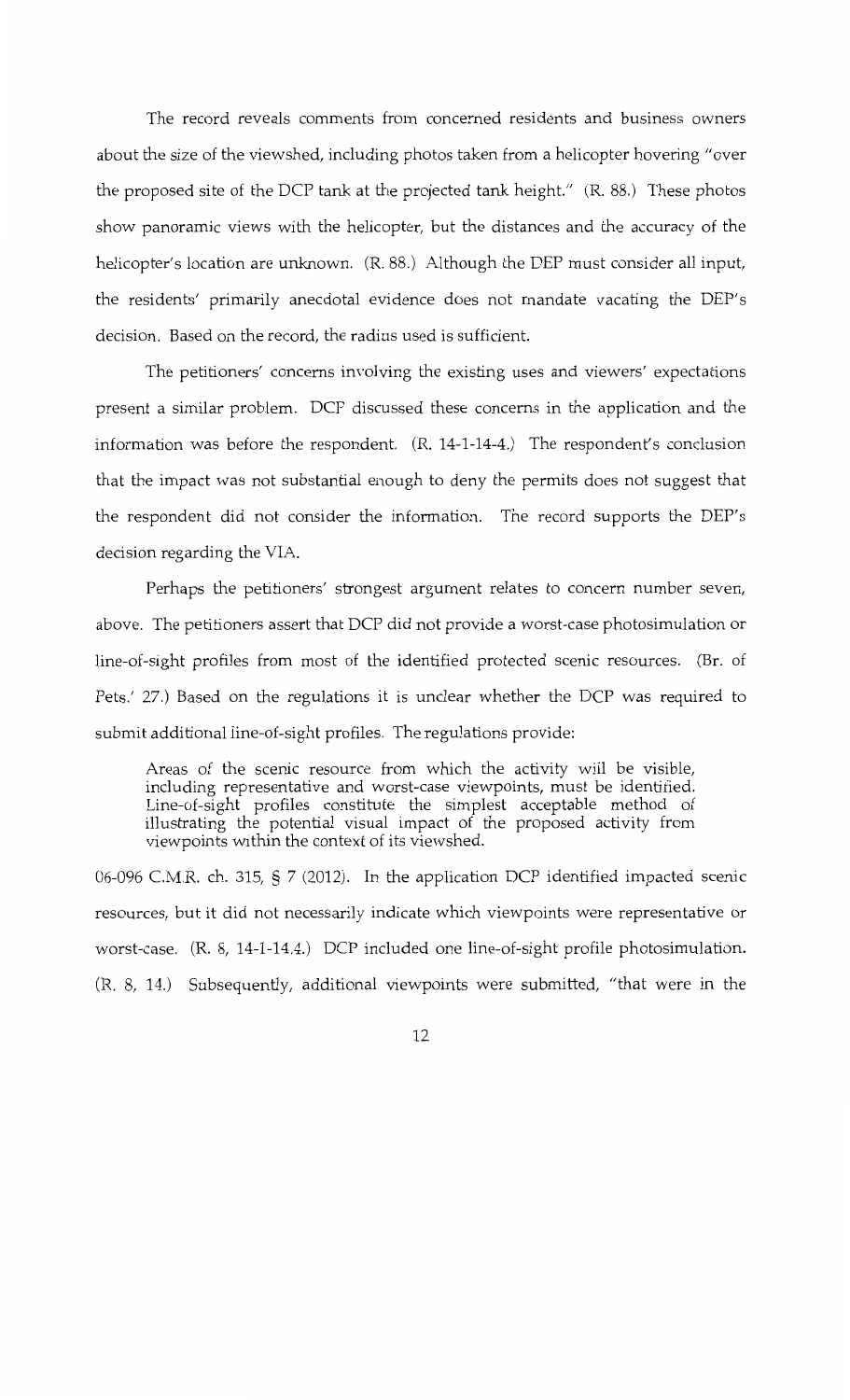The record reveals comments from concerned residents and business owners about the size of the viewshed, including photos taken from a helicopter hovering "over the proposed site of the DCP tank at the projected tank height." (R. 88.) These photos show panoramic views with the helicopter, but the distances and the accuracy of the helicopter's location are unknown. (R. 88.) Although the DEP must consider all input, the residents' primarily anecdotal evidence does not mandate vacating the DEP's decision. Based on the record, the radius used is sufficient.

The petitioners' concerns involving the existing uses and viewers' expectations present a similar problem. DCP discussed these concerns in the application and the information was before the respondent. (R. 14-1-14-4.) The respondent's conclusion that the impact was not substantial enough to deny the permits does not suggest that the respondent did not consider the information. The record supports the DEP's decision regarding the VIA.

Perhaps the petitioners' strongest argument relates to concern number seven, above. The petitioners assert that DCP did not provide a worst-case photosimulation or line-of-sight profiles from most of the identified protected scenic resources. (Br. of Pets.' 27.) Based on the regulations it is unclear whether the DCP was required to submit additional line-of-sight profiles. The regulations provide:

> Areas of the scenic resource from which the activity will be visible, including representative and worst-case viewpoints, must be identified. Line-of-sight profiles constitute the simplest acceptable method of illustrating the potential visual impact of the proposed activity from viewpoints within the context of its viewshed.

06-096 C.M.R. ch. 315, § 7 (2012). In the application DCP identified impacted scenic resources, but it did not necessarily indicate which viewpoints were representative or worst-case. (R. 8, 14-1-14.4.) DCP included one line-of-sight profile photosimulation. (R. 8, 14.) Subsequently, additional viewpoints were submitted, "that were in the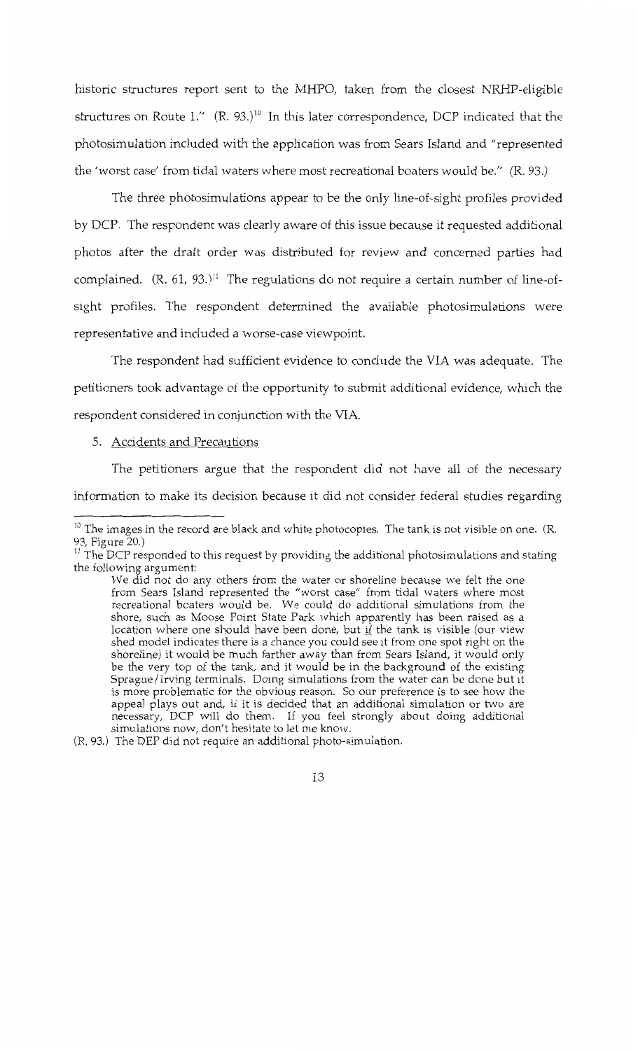historic structures report sent to the MHPO, taken from the closest NRHP-eligible structures on Route 1." (R. 93.)[10] In this later correspondence, DCP indicated that the photosimulation included with the application was from Sears Island and "represented the 'worst case' from tidal waters where most recreational boaters would be." (R. 93.)

The three photosimulations appear to be the only line-of-sight profiles provided by DCP. The respondent was clearly aware of this issue because it requested additional photos after the draft order was distributed for review and concerned parties had complained. (R. 61, 93.)[11] The regulations do not require a certain number of line-of-sight profiles. The respondent determined the available photosimulations were representative and included a worse-case viewpoint.

The respondent had sufficient evidence to conclude the VIA was adequate. The petitioners took advantage of the opportunity to submit additional evidence, which the respondent considered in conjunction with the VIA.

5. <u>Accidents and Precautions</u>

The petitioners argue that the respondent did not have all of the necessary information to make its decision because it did not consider federal studies regarding

---

[10] The images in the record are black and white photocopies. The tank is not visible on one. (R. 93, Figure 20.)

[11] The DCP responded to this request by providing the additional photosimulations and stating the following argument:

> We did not do any others from the water or shoreline because we felt the one from Sears Island represented the "worst case" from tidal waters where most recreational boaters would be. We could do additional simulations from the shore, such as Moose Point State Park which apparently has been raised as a location where one should have been done, but *if* the tank is visible (our view shed model indicates there is a chance you could see it from one spot right on the shoreline) it would be much farther away than from Sears Island, it would only be the very top of the tank, and it would be in the background of the existing Sprague/Irving terminals. Doing simulations from the water can be done but it is more problematic for the obvious reason. So our preference is to see how the appeal plays out and, if it is decided that an additional simulation or two are necessary, DCP will do them. If you feel strongly about doing additional simulations now, don't hesitate to let me know.

(R. 93.) The DEP did not require an additional photo-simulation.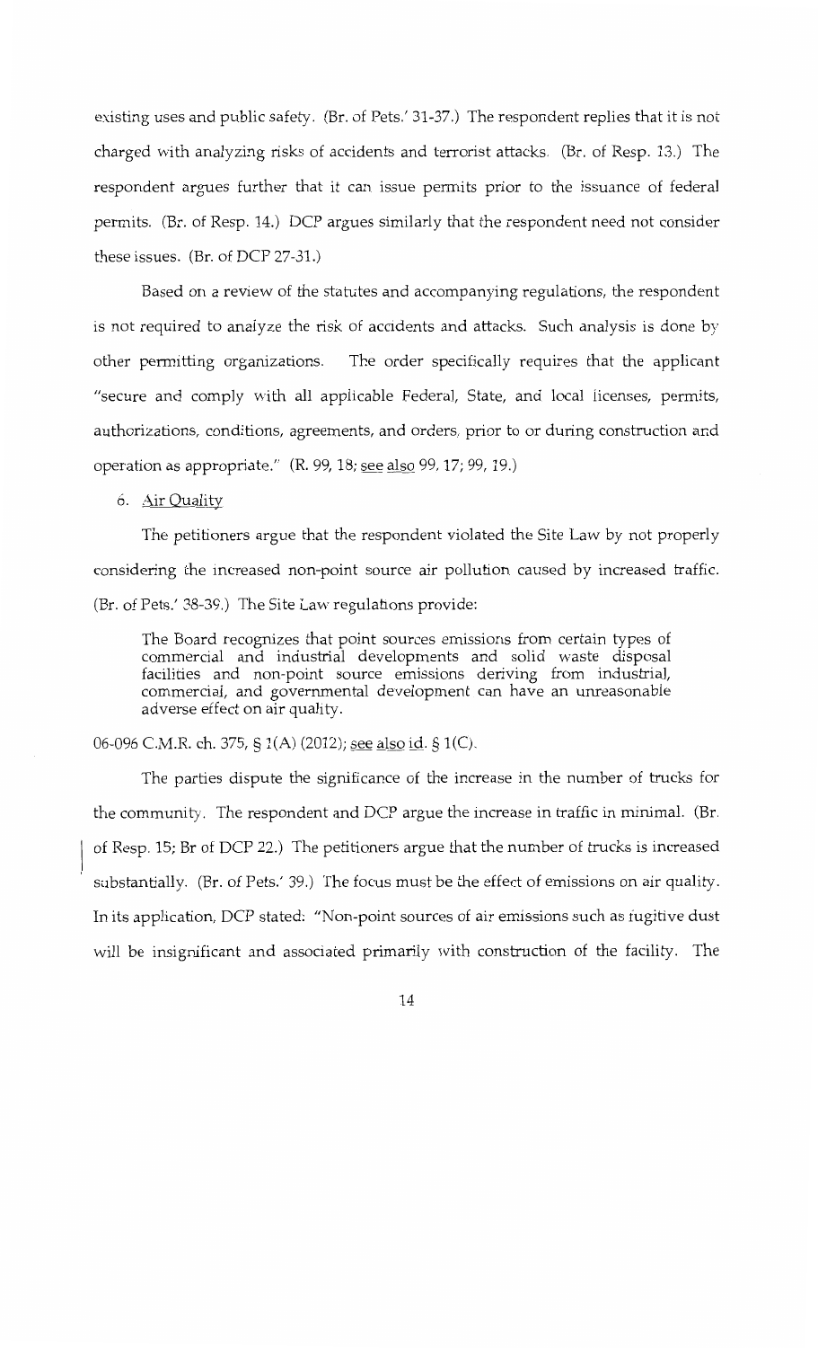existing uses and public safety. (Br. of Pets.' 31-37.) The respondent replies that it is not charged with analyzing risks of accidents and terrorist attacks. (Br. of Resp. 13.) The respondent argues further that it can issue permits prior to the issuance of federal permits. (Br. of Resp. 14.) DCP argues similarly that the respondent need not consider these issues. (Br. of DCP 27-31.)

Based on a review of the statutes and accompanying regulations, the respondent is not required to analyze the risk of accidents and attacks. Such analysis is done by other permitting organizations. The order specifically requires that the applicant "secure and comply with all applicable Federal, State, and local licenses, permits, authorizations, conditions, agreements, and orders, prior to or during construction and operation as appropriate." (R. 99, 18; see also 99, 17; 99, 19.)

6. Air Quality

The petitioners argue that the respondent violated the Site Law by not properly considering the increased non-point source air pollution caused by increased traffic. (Br. of Pets.' 38-39.) The Site Law regulations provide:

> The Board recognizes that point sources emissions from certain types of commercial and industrial developments and solid waste disposal facilities and non-point source emissions deriving from industrial, commercial, and governmental development can have an unreasonable adverse effect on air quality.

06-096 C.M.R. ch. 375, § 1(A) (2012); see also id. § 1(C).

The parties dispute the significance of the increase in the number of trucks for the community. The respondent and DCP argue the increase in traffic in minimal. (Br. of Resp. 15; Br of DCP 22.) The petitioners argue that the number of trucks is increased substantially. (Br. of Pets.' 39.) The focus must be the effect of emissions on air quality. In its application, DCP stated: "Non-point sources of air emissions such as fugitive dust will be insignificant and associated primarily with construction of the facility. The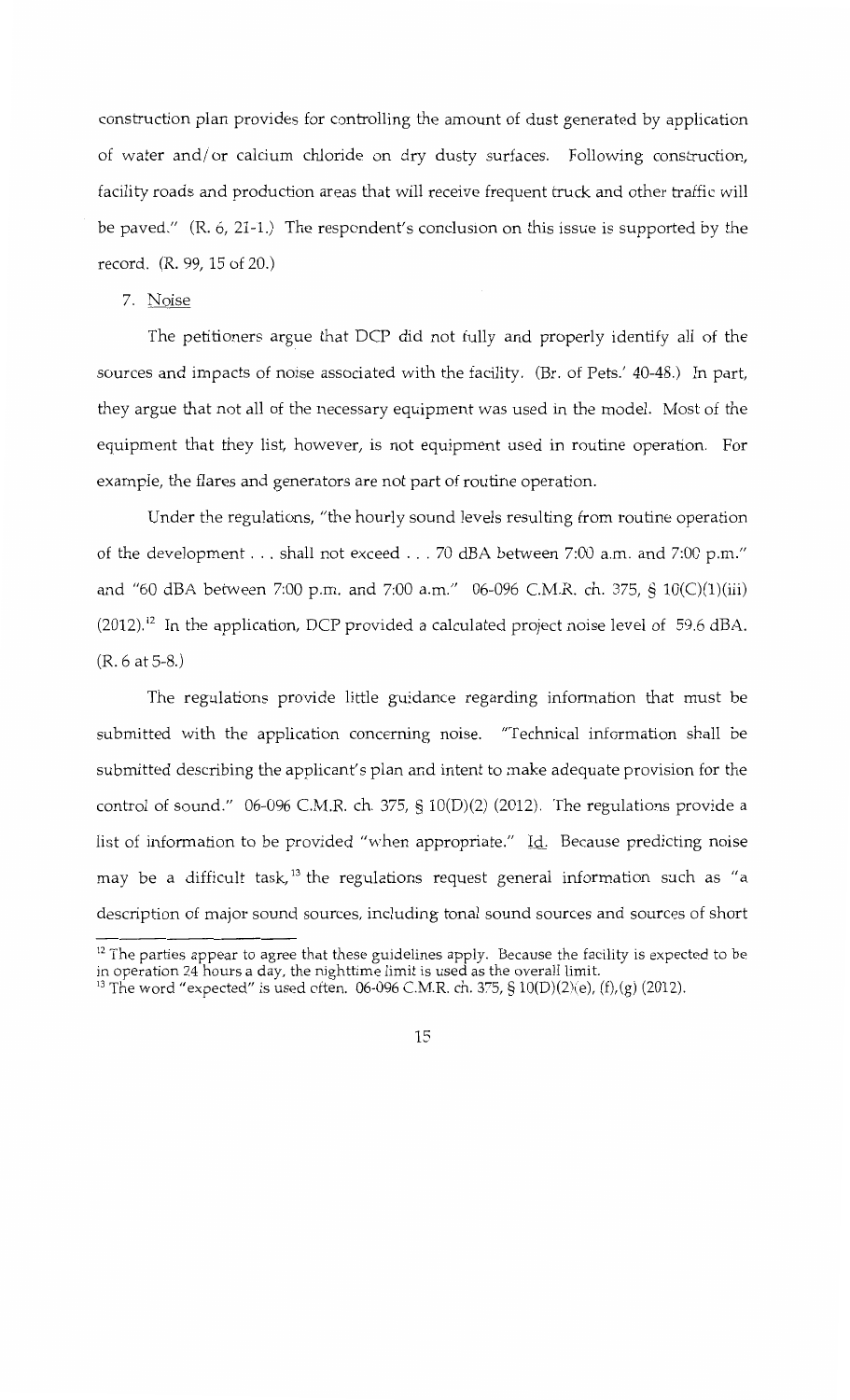construction plan provides for controlling the amount of dust generated by application of water and/or calcium chloride on dry dusty surfaces. Following construction, facility roads and production areas that will receive frequent truck and other traffic will be paved." (R. 6, 21-1.) The respondent's conclusion on this issue is supported by the record. (R. 99, 15 of 20.)

7. Noise

The petitioners argue that DCP did not fully and properly identify all of the sources and impacts of noise associated with the facility. (Br. of Pets.' 40-48.) In part, they argue that not all of the necessary equipment was used in the model. Most of the equipment that they list, however, is not equipment used in routine operation. For example, the flares and generators are not part of routine operation.

Under the regulations, "the hourly sound levels resulting from routine operation of the development . . . shall not exceed . . . 70 dBA between 7:00 a.m. and 7:00 p.m." and "60 dBA between 7:00 p.m. and 7:00 a.m." 06-096 C.M.R. ch. 375, § 10(C)(1)(iii) (2012).[12] In the application, DCP provided a calculated project noise level of 59.6 dBA. (R. 6 at 5-8.)

The regulations provide little guidance regarding information that must be submitted with the application concerning noise. "Technical information shall be submitted describing the applicant's plan and intent to make adequate provision for the control of sound." 06-096 C.M.R. ch. 375, § 10(D)(2) (2012). The regulations provide a list of information to be provided "when appropriate." Id. Because predicting noise may be a difficult task,[13] the regulations request general information such as "a description of major sound sources, including tonal sound sources and sources of short

---

[12] The parties appear to agree that these guidelines apply. Because the facility is expected to be in operation 24 hours a day, the nighttime limit is used as the overall limit.

[13] The word "expected" is used often. 06-096 C.M.R. ch. 375, § 10(D)(2)(e), (f),(g) (2012).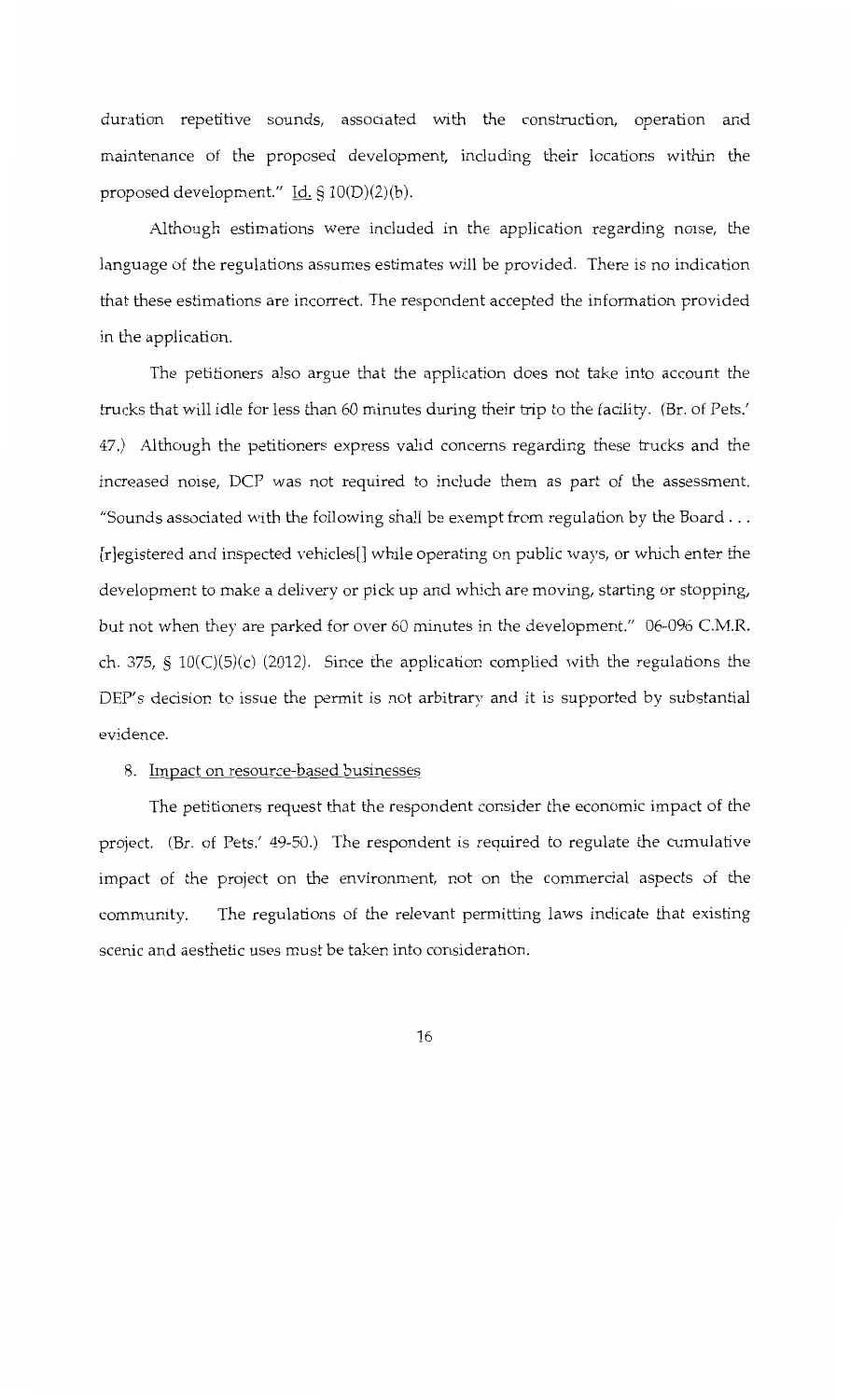duration repetitive sounds, associated with the construction, operation and maintenance of the proposed development, including their locations within the proposed development." Id. § 10(D)(2)(b).

Although estimations were included in the application regarding noise, the language of the regulations assumes estimates will be provided. There is no indication that these estimations are incorrect. The respondent accepted the information provided in the application.

The petitioners also argue that the application does not take into account the trucks that will idle for less than 60 minutes during their trip to the facility. (Br. of Pets.' 47.) Although the petitioners express valid concerns regarding these trucks and the increased noise, DCP was not required to include them as part of the assessment. "Sounds associated with the following shall be exempt from regulation by the Board . . . [r]egistered and inspected vehicles[] while operating on public ways, or which enter the development to make a delivery or pick up and which are moving, starting or stopping, but not when they are parked for over 60 minutes in the development." 06-096 C.M.R. ch. 375, § 10(C)(5)(c) (2012). Since the application complied with the regulations the DEP's decision to issue the permit is not arbitrary and it is supported by substantial evidence.

8. Impact on resource-based businesses

The petitioners request that the respondent consider the economic impact of the project. (Br. of Pets.' 49-50.) The respondent is required to regulate the cumulative impact of the project on the environment, not on the commercial aspects of the community. The regulations of the relevant permitting laws indicate that existing scenic and aesthetic uses must be taken into consideration.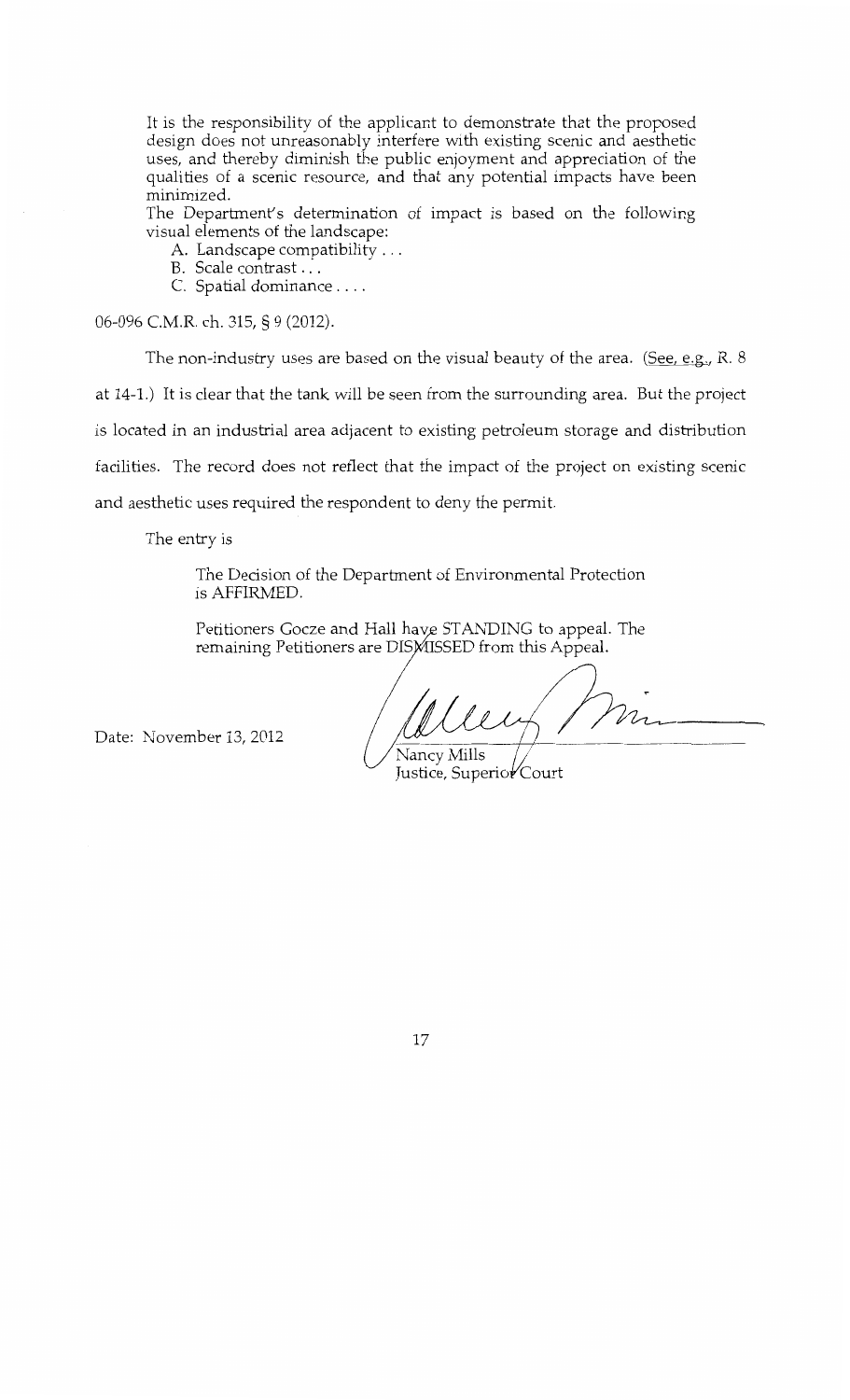> It is the responsibility of the applicant to demonstrate that the proposed design does not unreasonably interfere with existing scenic and aesthetic uses, and thereby diminish the public enjoyment and appreciation of the qualities of a scenic resource, and that any potential impacts have been minimized.
>
> The Department's determination of impact is based on the following visual elements of the landscape:
>
> A. Landscape compatibility . . .
>
> B. Scale contrast . . .
>
> C. Spatial dominance . . . .

06-096 C.M.R. ch. 315, § 9 (2012).

The non-industry uses are based on the visual beauty of the area. (See, e.g., R. 8 at 14-1.) It is clear that the tank will be seen from the surrounding area. But the project is located in an industrial area adjacent to existing petroleum storage and distribution facilities. The record does not reflect that the impact of the project on existing scenic and aesthetic uses required the respondent to deny the permit.

The entry is

> The Decision of the Department of Environmental Protection is AFFIRMED.
>
> Petitioners Gocze and Hall have STANDING to appeal. The remaining Petitioners are DISMISSED from this Appeal.

Date: November 13, 2012

Nancy Mills
Justice, Superior Court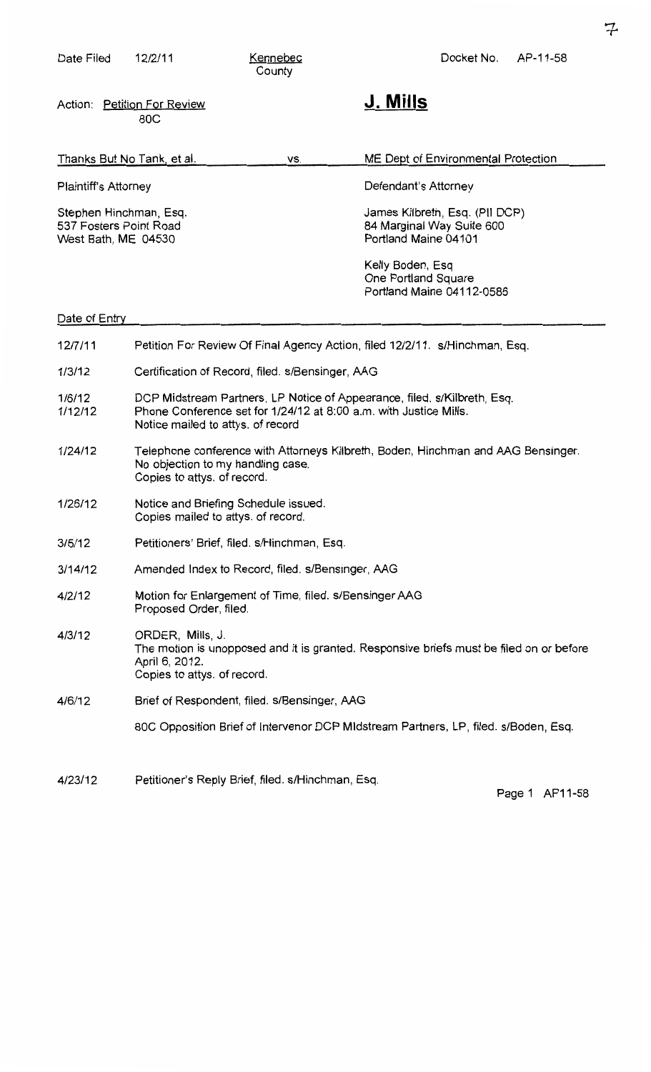| Date Filed | 12/2/11 | Kennebec County | Docket No. | AP-11-58 |
|---|---|---|---|---|

Action: Petition For Review
80C

**J. Mills**

| Thanks But No Tank, et al. | vs. | ME Dept of Environmental Protection |
|---|---|---|
| Plaintiff's Attorney | | Defendant's Attorney |
| Stephen Hinchman, Esq.<br>537 Fosters Point Road<br>West Bath, ME 04530 | | James Kilbreth, Esq. (PII DCP)<br>84 Marginal Way Suite 600<br>Portland Maine 04101 |
| | | Kelly Boden, Esq<br>One Portland Square<br>Portland Maine 04112-0586 |

| Date of Entry | |
|---|---|
| 12/7/11 | Petition For Review Of Final Agency Action, filed 12/2/11. s/Hinchman, Esq. |
| 1/3/12 | Certification of Record, filed. s/Bensinger, AAG |
| 1/6/12 | DCP Midstream Partners, LP Notice of Appearance, filed. s/Kilbreth, Esq. |
| 1/12/12 | Phone Conference set for 1/24/12 at 8:00 a.m. with Justice Mills. Notice mailed to attys. of record |
| 1/24/12 | Telephone conference with Attorneys Kilbreth, Boden, Hinchman and AAG Bensinger. No objection to my handling case. Copies to attys. of record. |
| 1/26/12 | Notice and Briefing Schedule issued. Copies mailed to attys. of record. |
| 3/5/12 | Petitioners' Brief, filed. s/Hinchman, Esq. |
| 3/14/12 | Amended Index to Record, filed. s/Bensinger, AAG |
| 4/2/12 | Motion for Enlargement of Time, filed. s/Bensinger AAG<br>Proposed Order, filed. |
| 4/3/12 | ORDER, Mills, J.<br>The motion is unopposed and it is granted. Responsive briefs must be filed on or before April 6, 2012.<br>Copies to attys. of record. |
| 4/6/12 | Brief of Respondent, filed. s/Bensinger, AAG |
| | 80C Opposition Brief of Intervenor DCP Midstream Partners, LP, filed. s/Boden, Esq. |
| 4/23/12 | Petitioner's Reply Brief, filed. s/Hinchman, Esq. |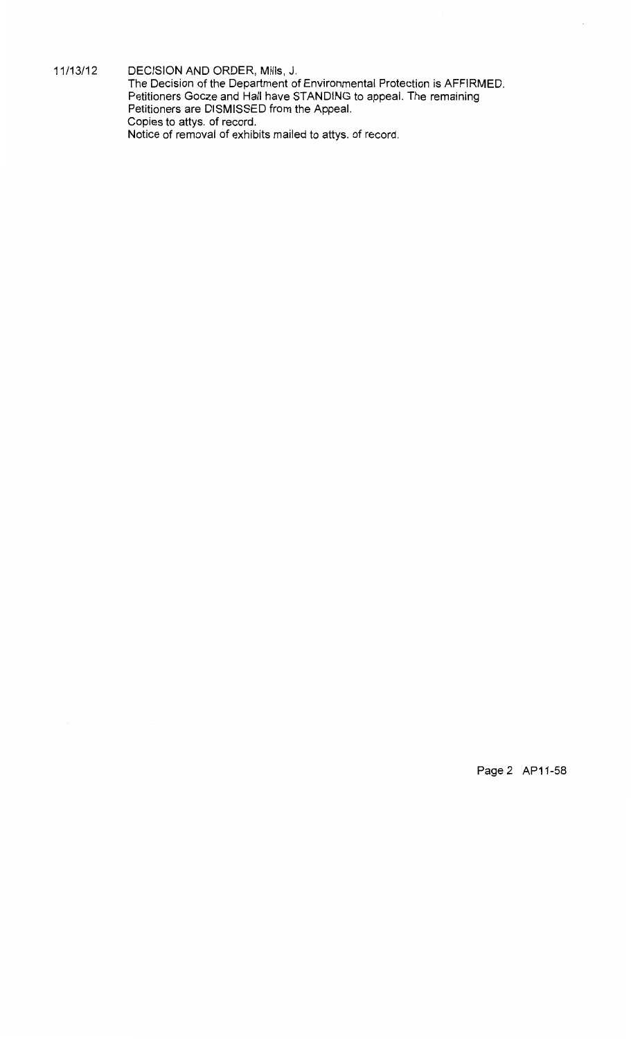11/13/12 DECISION AND ORDER, Mills, J.

The Decision of the Department of Environmental Protection is AFFIRMED. Petitioners Gocze and Hall have STANDING to appeal. The remaining Petitioners are DISMISSED from the Appeal.

Copies to attys. of record.

Notice of removal of exhibits mailed to attys. of record.